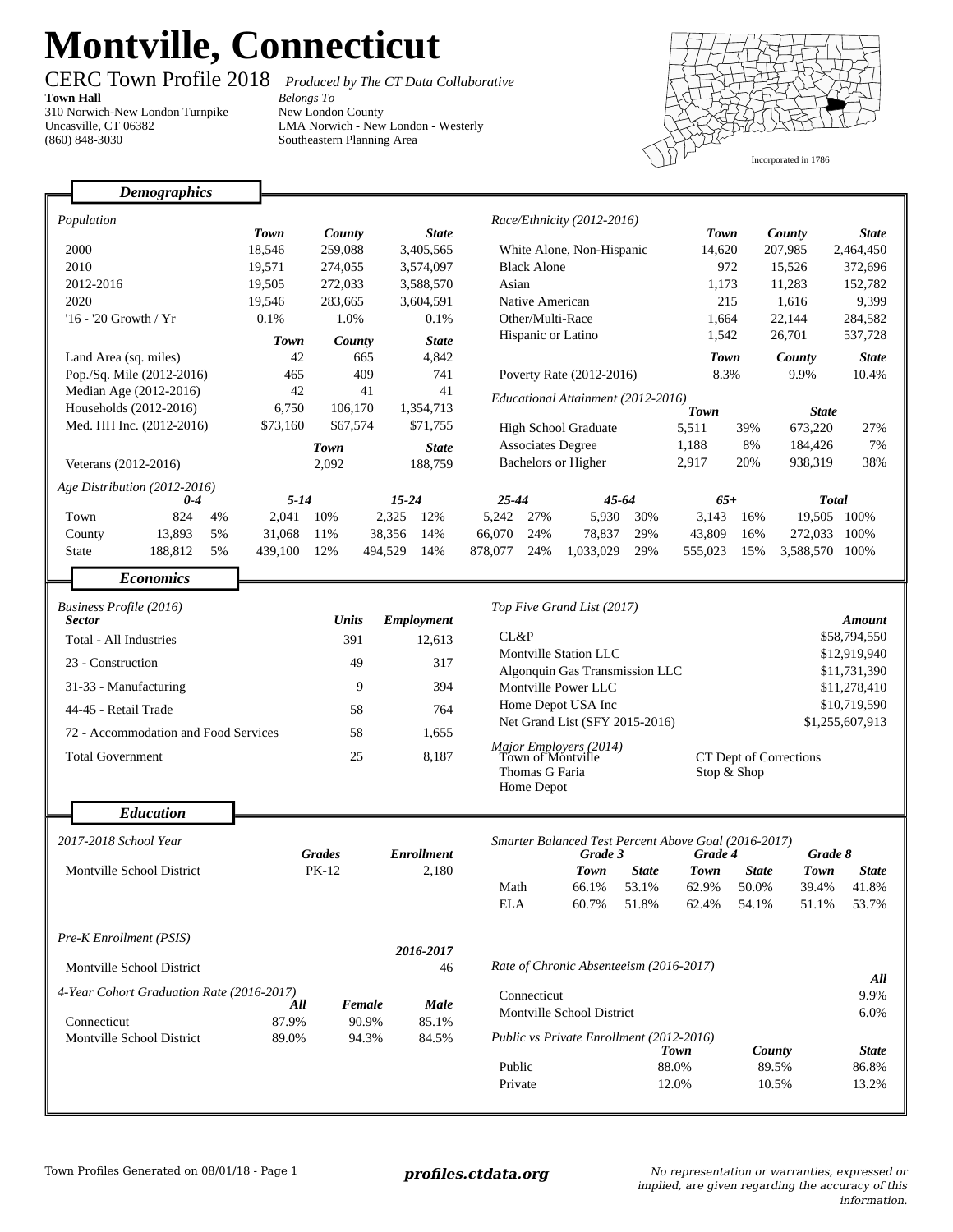# Montville, Connecticut

CERC Town Profile 2018 *Produced by The CT Data Collaborative*

**Town Hall**
310 Norwich-New London Turnpike
Uncasville, CT 06382
(860) 848-3030

*Belongs To*
New London County
LMA Norwich - New London - Westerly
Southeastern Planning Area

Incorporated in 1786

## Demographics

*Population*

| | Town | County | State |
|---|---|---|---|
| 2000 | 18,546 | 259,088 | 3,405,565 |
| 2010 | 19,571 | 274,055 | 3,574,097 |
| 2012-2016 | 19,505 | 272,033 | 3,588,570 |
| 2020 | 19,546 | 283,665 | 3,604,591 |
| '16 - '20 Growth / Yr | 0.1% | 1.0% | 0.1% |

| | Town | County | State |
|---|---|---|---|
| Land Area (sq. miles) | 42 | 665 | 4,842 |
| Pop./Sq. Mile (2012-2016) | 465 | 409 | 741 |
| Median Age (2012-2016) | 42 | 41 | 41 |
| Households (2012-2016) | 6,750 | 106,170 | 1,354,713 |
| Med. HH Inc. (2012-2016) | $73,160 | $67,574 | $71,755 |

| | Town | State |
|---|---|---|
| Veterans (2012-2016) | 2,092 | 188,759 |

*Race/Ethnicity (2012-2016)*

| | Town | County | State |
|---|---|---|---|
| White Alone, Non-Hispanic | 14,620 | 207,985 | 2,464,450 |
| Black Alone | 972 | 15,526 | 372,696 |
| Asian | 1,173 | 11,283 | 152,782 |
| Native American | 215 | 1,616 | 9,399 |
| Other/Multi-Race | 1,664 | 22,144 | 284,582 |
| Hispanic or Latino | 1,542 | 26,701 | 537,728 |

| | Town | County | State |
|---|---|---|---|
| Poverty Rate (2012-2016) | 8.3% | 9.9% | 10.4% |

*Educational Attainment (2012-2016)*

| | Town | | State | |
|---|---|---|---|---|
| High School Graduate | 5,511 | 39% | 673,220 | 27% |
| Associates Degree | 1,188 | 8% | 184,426 | 7% |
| Bachelors or Higher | 2,917 | 20% | 938,319 | 38% |

*Age Distribution (2012-2016)*

| | 0-4 | | 5-14 | | 15-24 | | 25-44 | | 45-64 | | 65+ | | Total | |
|---|---|---|---|---|---|---|---|---|---|---|---|---|---|---|
| Town | 824 | 4% | 2,041 | 10% | 2,325 | 12% | 5,242 | 27% | 5,930 | 30% | 3,143 | 16% | 19,505 | 100% |
| County | 13,893 | 5% | 31,068 | 11% | 38,356 | 14% | 66,070 | 24% | 78,837 | 29% | 43,809 | 16% | 272,033 | 100% |
| State | 188,812 | 5% | 439,100 | 12% | 494,529 | 14% | 878,077 | 24% | 1,033,029 | 29% | 555,023 | 15% | 3,588,570 | 100% |

## Economics

*Business Profile (2016)*

| Sector | Units | Employment |
|---|---|---|
| Total - All Industries | 391 | 12,613 |
| 23 - Construction | 49 | 317 |
| 31-33 - Manufacturing | 9 | 394 |
| 44-45 - Retail Trade | 58 | 764 |
| 72 - Accommodation and Food Services | 58 | 1,655 |
| Total Government | 25 | 8,187 |

*Top Five Grand List (2017)*

| | Amount |
|---|---|
| CL&P | $58,794,550 |
| Montville Station LLC | $12,919,940 |
| Algonquin Gas Transmission LLC | $11,731,390 |
| Montville Power LLC | $11,278,410 |
| Home Depot USA Inc | $10,719,590 |
| Net Grand List (SFY 2015-2016) | $1,255,607,913 |

*Major Employers (2014)*

- Town of Montville
- Thomas G Faria
- Home Depot
- CT Dept of Corrections
- Stop & Shop

## Education

*2017-2018 School Year*

| | Grades | Enrollment |
|---|---|---|
| Montville School District | PK-12 | 2,180 |

*Pre-K Enrollment (PSIS)*

| | 2016-2017 |
|---|---|
| Montville School District | 46 |

*4-Year Cohort Graduation Rate (2016-2017)*

| | All | Female | Male |
|---|---|---|---|
| Connecticut | 87.9% | 90.9% | 85.1% |
| Montville School District | 89.0% | 94.3% | 84.5% |

*Smarter Balanced Test Percent Above Goal (2016-2017)*

| | Grade 3 | | Grade 4 | | Grade 8 | |
|---|---|---|---|---|---|---|
| | Town | State | Town | State | Town | State |
| Math | 66.1% | 53.1% | 62.9% | 50.0% | 39.4% | 41.8% |
| ELA | 60.7% | 51.8% | 62.4% | 54.1% | 51.1% | 53.7% |

*Rate of Chronic Absenteeism (2016-2017)*

| | All |
|---|---|
| Connecticut | 9.9% |
| Montville School District | 6.0% |

*Public vs Private Enrollment (2012-2016)*

| | Town | County | State |
|---|---|---|---|
| Public | 88.0% | 89.5% | 86.8% |
| Private | 12.0% | 10.5% | 13.2% |

Town Profiles Generated on 08/01/18

**profiles.ctdata.org**

*No representation or warranties, expressed or implied, are given regarding the accuracy of this information.*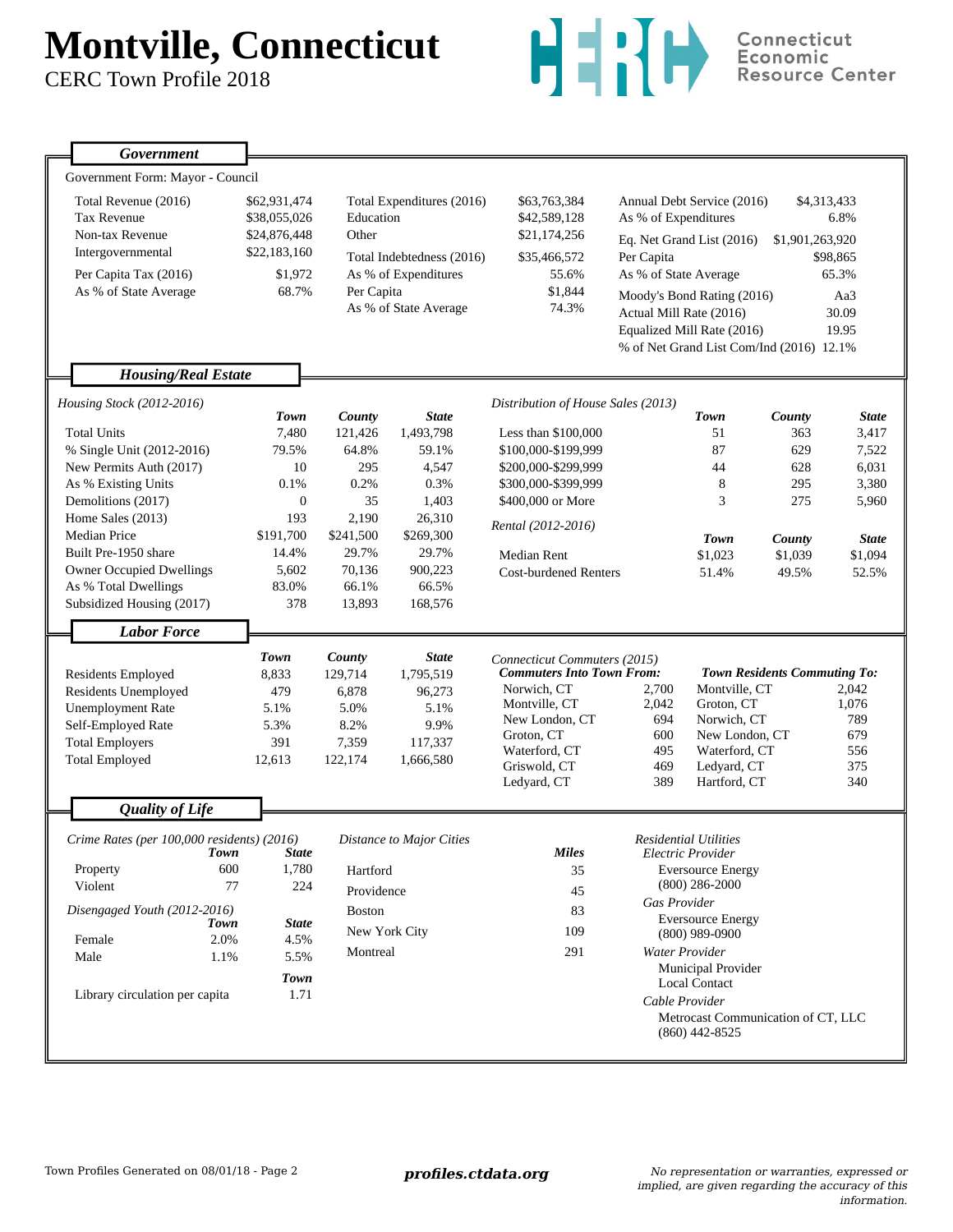# Montville, Connecticut

CERC Town Profile 2018

Connecticut Economic Resource Center

## Government

Government Form: Mayor - Council

| | |
|---|---|
| Total Revenue (2016) | $62,931,474 |
| Tax Revenue | $38,055,026 |
| Non-tax Revenue | $24,876,448 |
| Intergovernmental | $22,183,160 |
| Per Capita Tax (2016) | $1,972 |
| As % of State Average | 68.7% |

| | |
|---|---|
| Total Expenditures (2016) | $63,763,384 |
| Education | $42,589,128 |
| Other | $21,174,256 |
| Total Indebtedness (2016) | $35,466,572 |
| As % of Expenditures | 55.6% |
| Per Capita | $1,844 |
| As % of State Average | 74.3% |

| | |
|---|---|
| Annual Debt Service (2016) | $4,313,433 |
| As % of Expenditures | 6.8% |
| Eq. Net Grand List (2016) | $1,901,263,920 |
| Per Capita | $98,865 |
| As % of State Average | 65.3% |
| Moody's Bond Rating (2016) | Aa3 |
| Actual Mill Rate (2016) | 30.09 |
| Equalized Mill Rate (2016) | 19.95 |
| % of Net Grand List Com/Ind (2016) | 12.1% |

## Housing/Real Estate

*Housing Stock (2012-2016)*

| | Town | County | State |
|---|---|---|---|
| Total Units | 7,480 | 121,426 | 1,493,798 |
| % Single Unit (2012-2016) | 79.5% | 64.8% | 59.1% |
| New Permits Auth (2017) | 10 | 295 | 4,547 |
| As % Existing Units | 0.1% | 0.2% | 0.3% |
| Demolitions (2017) | 0 | 35 | 1,403 |
| Home Sales (2013) | 193 | 2,190 | 26,310 |
| Median Price | $191,700 | $241,500 | $269,300 |
| Built Pre-1950 share | 14.4% | 29.7% | 29.7% |
| Owner Occupied Dwellings | 5,602 | 70,136 | 900,223 |
| As % Total Dwellings | 83.0% | 66.1% | 66.5% |
| Subsidized Housing (2017) | 378 | 13,893 | 168,576 |

*Distribution of House Sales (2013)*

| | Town | County | State |
|---|---|---|---|
| Less than $100,000 | 51 | 363 | 3,417 |
| $100,000-$199,999 | 87 | 629 | 7,522 |
| $200,000-$299,999 | 44 | 628 | 6,031 |
| $300,000-$399,999 | 8 | 295 | 3,380 |
| $400,000 or More | 3 | 275 | 5,960 |

*Rental (2012-2016)*

| | Town | County | State |
|---|---|---|---|
| Median Rent | $1,023 | $1,039 | $1,094 |
| Cost-burdened Renters | 51.4% | 49.5% | 52.5% |

## Labor Force

| | Town | County | State |
|---|---|---|---|
| Residents Employed | 8,833 | 129,714 | 1,795,519 |
| Residents Unemployed | 479 | 6,878 | 96,273 |
| Unemployment Rate | 5.1% | 5.0% | 5.1% |
| Self-Employed Rate | 5.3% | 8.2% | 9.9% |
| Total Employers | 391 | 7,359 | 117,337 |
| Total Employed | 12,613 | 122,174 | 1,666,580 |

*Connecticut Commuters (2015)*

| Commuters Into Town From: | | Town Residents Commuting To: | |
|---|---|---|---|
| Norwich, CT | 2,700 | Montville, CT | 2,042 |
| Montville, CT | 2,042 | Groton, CT | 1,076 |
| New London, CT | 694 | Norwich, CT | 789 |
| Groton, CT | 600 | New London, CT | 679 |
| Waterford, CT | 495 | Waterford, CT | 556 |
| Griswold, CT | 469 | Ledyard, CT | 375 |
| Ledyard, CT | 389 | Hartford, CT | 340 |

## Quality of Life

*Crime Rates (per 100,000 residents) (2016)*

| | Town | State |
|---|---|---|
| Property | 600 | 1,780 |
| Violent | 77 | 224 |

*Disengaged Youth (2012-2016)*

| | Town | State |
|---|---|---|
| Female | 2.0% | 4.5% |
| Male | 1.1% | 5.5% |

| | Town |
|---|---|
| Library circulation per capita | 1.71 |

*Distance to Major Cities*

| | Miles |
|---|---|
| Hartford | 35 |
| Providence | 45 |
| Boston | 83 |
| New York City | 109 |
| Montreal | 291 |

*Residential Utilities*

*Electric Provider*
Eversource Energy
(800) 286-2000

*Gas Provider*
Eversource Energy
(800) 989-0900

*Water Provider*
Municipal Provider
Local Contact

*Cable Provider*
Metrocast Communication of CT, LLC
(860) 442-8525

Town Profiles Generated on 08/01/18 - Page 2

**profiles.ctdata.org**

*No representation or warranties, expressed or implied, are given regarding the accuracy of this information.*